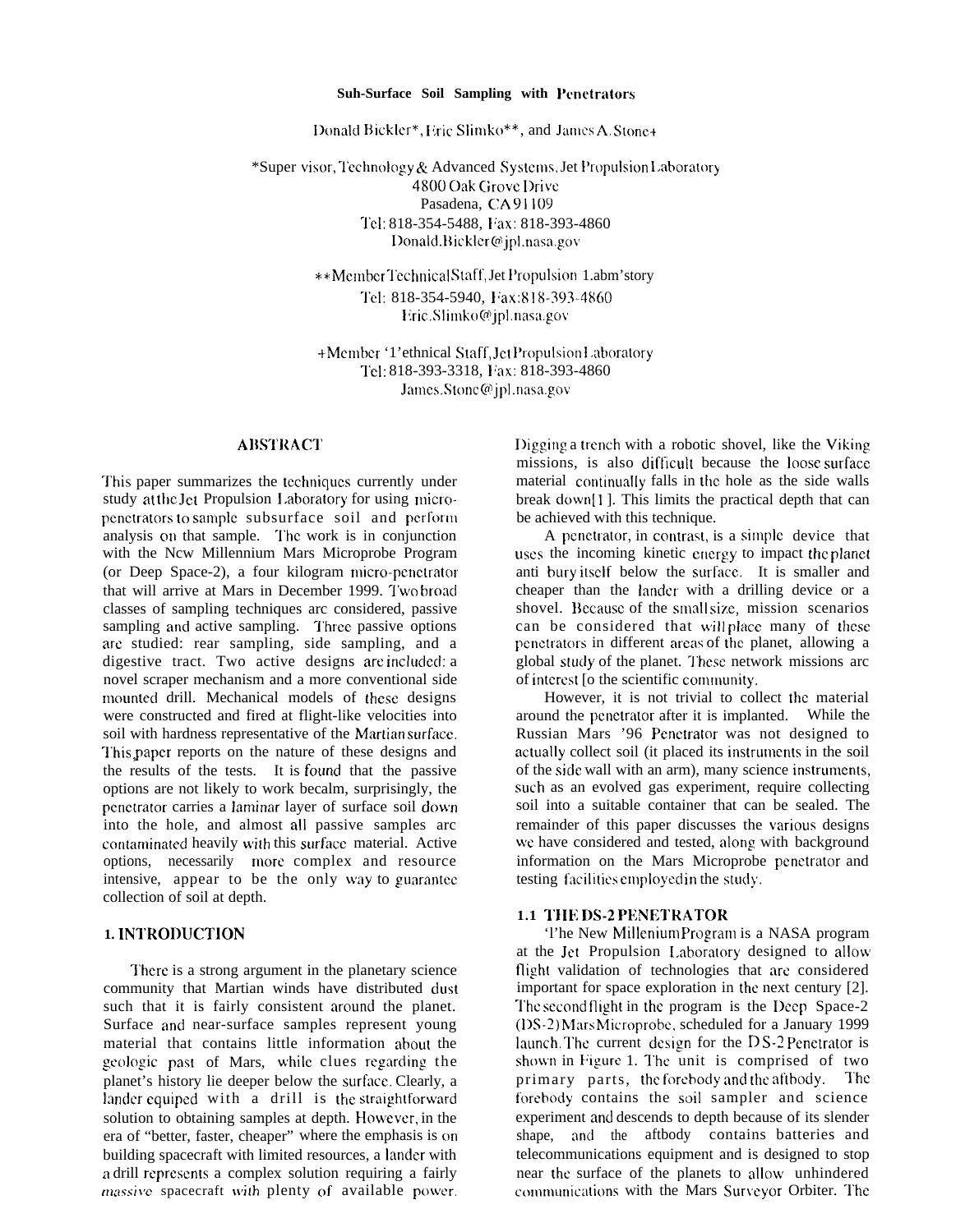# Suh-Surface Soil Sampling with Penetrators

Donald Bickler*, Eric Slimko**, and James A. Stone+

*Super visor, Technology & Advanced Systems, Jet Propulsion Laboratory
4800 Oak Grove Drive
Pasadena, CA 91109
Tel: 818-354-5488, Fax: 818-393-4860
Donald.Bickler@jpl.nasa.gov

**Member Technical Staff, Jet Propulsion 1.abm'story
Tel: 818-354-5940, Fax:818-393-4860
Eric.Slimko@jpl.nasa.gov

+Member '1'ethnical Staff, Jet Propulsion Laboratory
Tel: 818-393-3318, Fax: 818-393-4860
James.Stone@jpl.nasa.gov

## ABSTRACT

This paper summarizes the techniques currently under study at the Jet Propulsion Laboratory for using micro-penetrators to sample subsurface soil and perform analysis on that sample. The work is in conjunction with the New Millennium Mars Microprobe Program (or Deep Space-2), a four kilogram micro-penetrator that will arrive at Mars in December 1999. Two broad classes of sampling techniques arc considered, passive sampling and active sampling. Three passive options are studied: rear sampling, side sampling, and a digestive tract. Two active designs are included: a novel scraper mechanism and a more conventional side mounted drill. Mechanical models of these designs were constructed and fired at flight-like velocities into soil with hardness representative of the Martian surface. This paper reports on the nature of these designs and the results of the tests. It is found that the passive options are not likely to work becalm, surprisingly, the penetrator carries a laminar layer of surface soil down into the hole, and almost all passive samples arc contaminated heavily with this surface material. Active options, necessarily more complex and resource intensive, appear to be the only way to guarantee collection of soil at depth.

## 1. INTRODUCTION

There is a strong argument in the planetary science community that Martian winds have distributed dust such that it is fairly consistent around the planet. Surface and near-surface samples represent young material that contains little information about the geologic past of Mars, while clues regarding the planet's history lie deeper below the surface. Clearly, a lander equiped with a drill is the straightforward solution to obtaining samples at depth. However, in the era of "better, faster, cheaper" where the emphasis is on building spacecraft with limited resources, a lander with a drill represents a complex solution requiring a fairly *massive* spacecraft with plenty of available power. Digging a trench with a robotic shovel, like the Viking missions, is also difficult because the loose surface material continually falls in the hole as the side walls break down[1]. This limits the practical depth that can be achieved with this technique.

A penetrator, in contrast, is a simple device that uses the incoming kinetic energy to impact the planet anti bury itself below the surface. It is smaller and cheaper than the lander with a drilling device or a shovel. Because of the small size, mission scenarios can be considered that will place many of these penetrators in different areas of the planet, allowing a global study of the planet. These network missions arc of interest [o the scientific community.

However, it is not trivial to collect the material around the penetrator after it is implanted. While the Russian Mars '96 Penetrator was not designed to actually collect soil (it placed its instruments in the soil of the side wall with an arm), many science instruments, such as an evolved gas experiment, require collecting soil into a suitable container that can be sealed. The remainder of this paper discusses the various designs we have considered and tested, along with background information on the Mars Microprobe penetrator and testing facilities employed in the study.

### 1.1 THE DS-2 PENETRATOR

'l'he New Millenium Program is a NASA program at the Jet Propulsion Laboratory designed to allow flight validation of technologies that are considered important for space exploration in the next century [2]. The second flight in the program is the Deep Space-2 (DS-2) Mars Microprobe, scheduled for a January 1999 launch. The current design for the DS-2 Penetrator is shown in Figure 1. The unit is comprised of two primary parts, the forebody and the aftbody. The forebody contains the soil sampler and science experiment and descends to depth because of its slender shape, and the aftbody contains batteries and telecommunications equipment and is designed to stop near the surface of the planets to allow unhindered communications with the Mars Surveyor Orbiter. The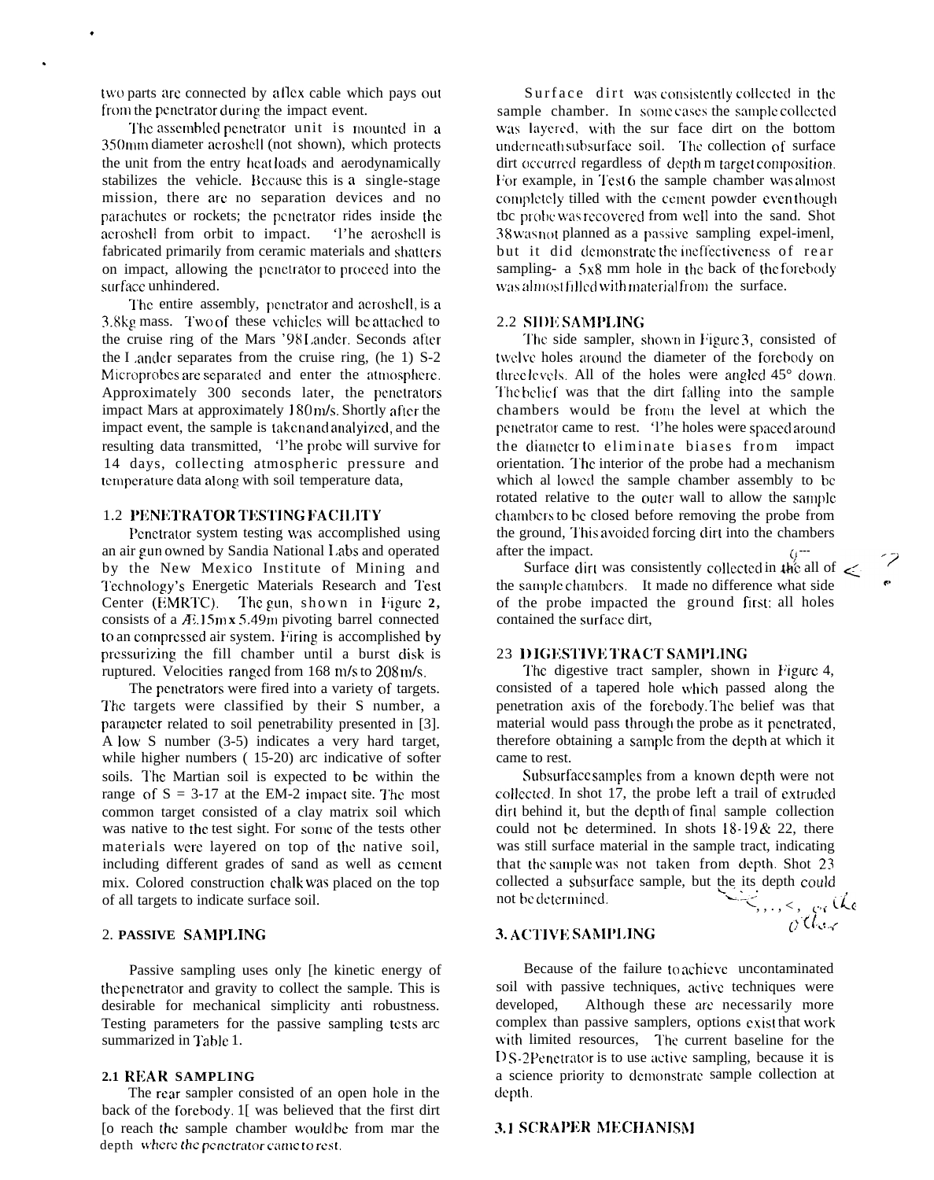two parts are connected by a flex cable which pays out from the penetrator during the impact event.

The assembled penetrator unit is mounted in a 350mm diameter aeroshell (not shown), which protects the unit from the entry heat loads and aerodynamically stabilizes the vehicle. Because this is a single-stage mission, there are no separation devices and no parachutes or rockets; the penetrator rides inside the aeroshell from orbit to impact. The aeroshell is fabricated primarily from ceramic materials and shatters on impact, allowing the penetrator to proceed into the surface unhindered.

The entire assembly, penetrator and aeroshell, is a 3.8kg mass. Two of these vehicles will be attached to the cruise ring of the Mars '98 Lander. Seconds after the Lander separates from the cruise ring, the DS-2 Microprobes are separated and enter the atmosphere. Approximately 300 seconds later, the penetrators impact Mars at approximately 180m/s. Shortly after the impact event, the sample is taken and analyized, and the resulting data transmitted, The probe will survive for 14 days, collecting atmospheric pressure and temperature data along with soil temperature data,

### 1.2 PENETRATOR TESTING FACILITY

Penetrator system testing was accomplished using an air gun owned by Sandia National Labs and operated by the New Mexico Institute of Mining and Technology's Energetic Materials Research and Test Center (EMRTC). The gun, shown in Figure 2, consists of a Æ.15m x 5.49m pivoting barrel connected to a compressed air system. Firing is accomplished by pressurizing the fill chamber until a burst disk is ruptured. Velocities ranged from 168 m/s to 208m/s.

The penetrators were fired into a variety of targets. The targets were classified by their S number, a parameter related to soil penetrability presented in [3]. A low S number (3-5) indicates a very hard target, while higher numbers ( 15-20) are indicative of softer soils. The Martian soil is expected to be within the range of S = 3-17 at the EM-2 impact site. The most common target consisted of a clay matrix soil which was native to the test sight. For some of the tests other materials were layered on top of the native soil, including different grades of sand as well as cement mix. Colored construction chalk was placed on the top of all targets to indicate surface soil.

## 2. PASSIVE SAMPLING

Passive sampling uses only the kinetic energy of the penetrator and gravity to collect the sample. This is desirable for mechanical simplicity and robustness. Testing parameters for the passive sampling tests are summarized in Table 1.

### 2.1 REAR SAMPLING

The rear sampler consisted of an open hole in the back of the forebody. It was believed that the first dirt to reach the sample chamber would be from near the depth where the penetrator came to rest.

Surface dirt was consistently collected in the sample chamber. In some cases the sample collected was layered, with the sur face dirt on the bottom underneath subsurface soil. The collection of surface dirt occurred regardless of depth in target composition. For example, in Test 6 the sample chamber was almost completely filled with the cement powder even though the probe was recovered from well into the sand. Shot 38 was not planned as a passive sampling experiment, but it did demonstrate the ineffectiveness of rear sampling- a 5x8 mm hole in the back of the forebody was almost filled with material from the surface.

### 2.2 SIDE SAMPLING

The side sampler, shown in Figure 3, consisted of twelve holes around the diameter of the forebody on three levels. All of the holes were angled 45° down. The belief was that the dirt falling into the sample chambers would be from the level at which the penetrator came to rest. The holes were spaced around the diameter to eliminate biases from impact orientation. The interior of the probe had a mechanism which allowed the sample chamber assembly to be rotated relative to the outer wall to allow the sample chambers to be closed before removing the probe from the ground, This avoided forcing dirt into the chambers after the impact.

Surface dirt was consistently collected in the all of the sample chambers. It made no difference what side of the probe impacted the ground first; all holes contained the surface dirt,

### 2.3 DIGESTIVE TRACT SAMPLING

The digestive tract sampler, shown in Figure 4, consisted of a tapered hole which passed along the penetration axis of the forebody. The belief was that material would pass through the probe as it penetrated, therefore obtaining a sample from the depth at which it came to rest.

Subsurface samples from a known depth were not collected. In shot 17, the probe left a trail of extruded dirt behind it, but the depth of final sample collection could not be determined. In shots 18-19 & 22, there was still surface material in the sample tract, indicating that the sample was not taken from depth. Shot 23 collected a subsurface sample, but the its depth could not be determined.

## 3. ACTIVE SAMPLING

Because of the failure to achieve uncontaminated soil with passive techniques, active techniques were developed, Although these are necessarily more complex than passive samplers, options exist that work with limited resources, The current baseline for the DS-2 Penetrator is to use active sampling, because it is a science priority to demonstrate sample collection at depth.

### 3.1 SCRAPER MECHANISM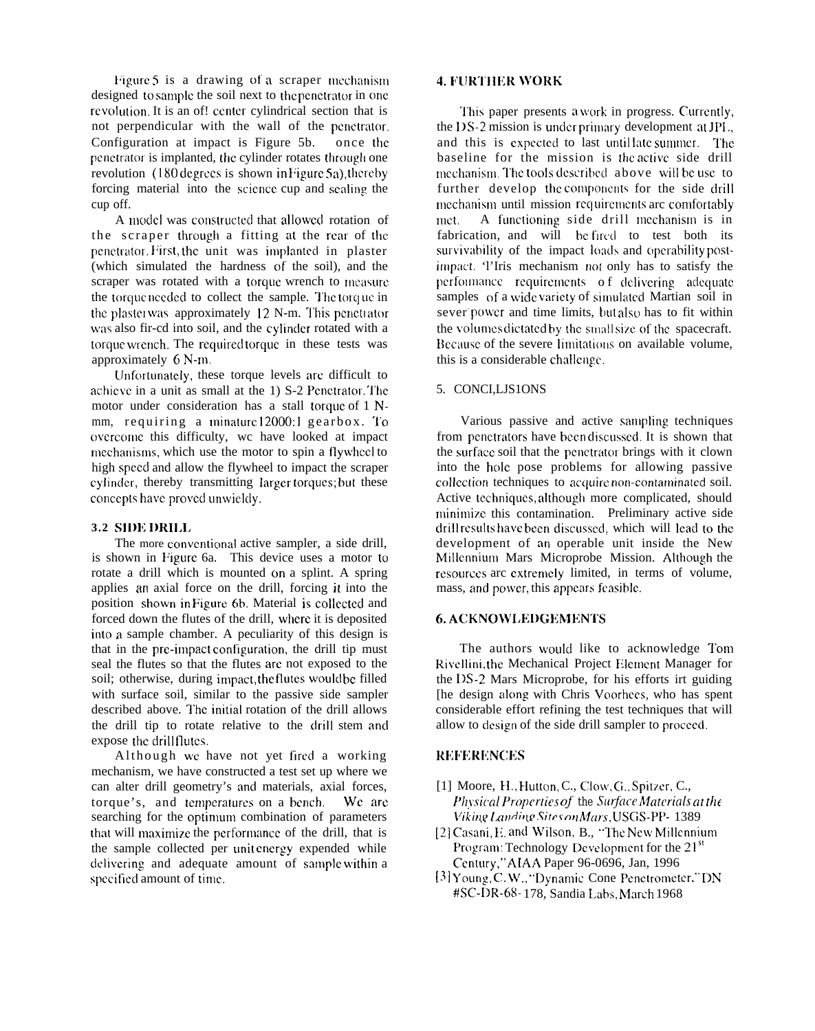Figure 5 is a drawing of a scraper mechanism designed to sample the soil next to the penetrator in one revolution. It is an of! center cylindrical section that is not perpendicular with the wall of the penetrator. Configuration at impact is Figure 5b. once the penetrator is implanted, the cylinder rotates through one revolution (180 degrees is shown in Figure 5a), thereby forcing material into the science cup and sealing the cup off.

A model was constructed that allowed rotation of the scraper through a fitting at the rear of the penetrator. First, the unit was implanted in plaster (which simulated the hardness of the soil), and the scraper was rotated with a torque wrench to measure the torque needed to collect the sample. The torque in the plaster was approximately 12 N-m. This penetrator was also fir-cd into soil, and the cylinder rotated with a torque wrench. The required torque in these tests was approximately 6 N-m.

Unfortunately, these torque levels are difficult to achieve in a unit as small at the 1) S-2 Penetrator. The motor under consideration has a stall torque of 1 N-mm, requiring a minature 12000:1 gearbox. To overcome this difficulty, we have looked at impact mechanisms, which use the motor to spin a flywheel to high speed and allow the flywheel to impact the scraper cylinder, thereby transmitting larger torques; but these concepts have proved unwieldy.

### 3.2 SIDE DRILL

The more conventional active sampler, a side drill, is shown in Figure 6a. This device uses a motor to rotate a drill which is mounted on a splint. A spring applies an axial force on the drill, forcing it into the position shown in Figure 6b. Material is collected and forced down the flutes of the drill, where it is deposited into a sample chamber. A peculiarity of this design is that in the pre-impact configuration, the drill tip must seal the flutes so that the flutes are not exposed to the soil; otherwise, during impact, the flutes would be filled with surface soil, similar to the passive side sampler described above. The initial rotation of the drill allows the drill tip to rotate relative to the drill stem and expose the drill flutes.

Although we have not yet fired a working mechanism, we have constructed a test set up where we can alter drill geometry's and materials, axial forces, torque's, and temperatures on a bench. We are searching for the optimum combination of parameters that will maximize the performance of the drill, that is the sample collected per unit energy expended while delivering and adequate amount of sample within a specified amount of time.

## 4. FURTHER WORK

This paper presents a work in progress. Currently, the DS-2 mission is under primary development at JPL, and this is expected to last until late summer. The baseline for the mission is the active side drill mechanism. The tools described above will be use to further develop the components for the side drill mechanism until mission requirements are comfortably met. A functioning side drill mechanism is in fabrication, and will be fired to test both its survivability of the impact loads and operability post-impact. This mechanism not only has to satisfy the performance requirements of delivering adequate samples of a wide variety of simulated Martian soil in sever power and time limits, but also has to fit within the volumes dictated by the small size of the spacecraft. Because of the severe limitations on available volume, this is a considerable challenge.

## 5. CONCLUSIONS

Various passive and active sampling techniques from penetrators have been discussed. It is shown that the surface soil that the penetrator brings with it clown into the hole pose problems for allowing passive collection techniques to acquire non-contaminated soil. Active techniques, although more complicated, should minimize this contamination. Preliminary active side drill results have been discussed, which will lead to the development of an operable unit inside the New Millennium Mars Microprobe Mission. Although the resources are extremely limited, in terms of volume, mass, and power, this appears feasible.

## 6. ACKNOWLEDGEMENTS

The authors would like to acknowledge Tom Rivellini, the Mechanical Project Element Manager for the DS-2 Mars Microprobe, for his efforts irt guiding the design along with Chris Voorhees, who has spent considerable effort refining the test techniques that will allow to design of the side drill sampler to proceed.

## REFERENCES

[1] Moore, H., Hutton, C., Clow, G., Spitzer, C., *Physical Properties of* the *Surface Materials at the Viking Landing Sites on Mars*, USGS-PP- 1389

[2] Casani, E. and Wilson, B., "The New Millennium Program: Technology Development for the 21st Century," AIAA Paper 96-0696, Jan, 1996

[3] Young, C. W., "Dynamic Cone Penetrometer," DN #SC-DR-68- 178, Sandia Labs, March 1968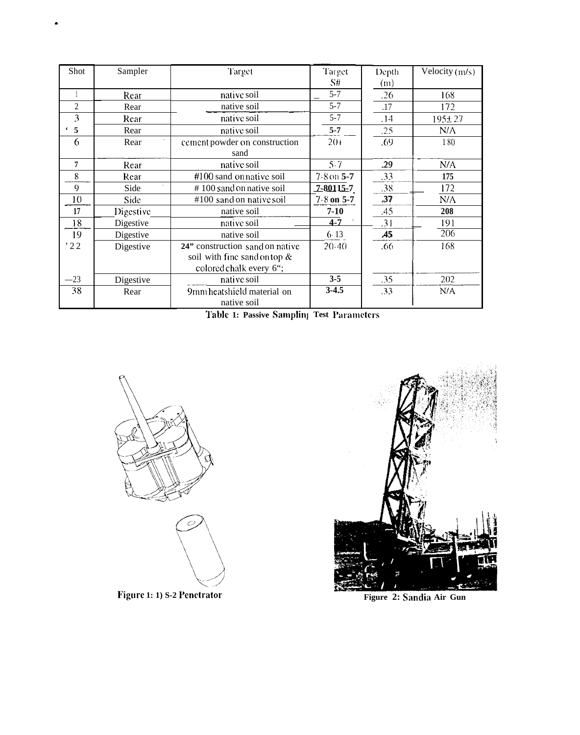| Shot | Sampler | Target | Target S# | Depth (m) | Velocity (m/s) |
|---|---|---|---|---|---|
| 1 | Rear | native soil | 5-7 | .26 | 168 |
| 2 | Rear | native soil | 5-7 | .17 | 172 |
| 3 | Rear | native soil | 5-7 | .14 | 195± 27 |
| 5 | Rear | native soil | 5-7 | .25 | N/A |
| 6 | Rear | cement powder on construction sand | 20+ | .69 | 180 |
| 7 | Rear | native soil | 5-7 | .29 | N/A |
| 8 | Rear | #100 sand on native soil | 7-8 on 5-7 | .33 | 175 |
| 9 | Side | # 100 sand on native soil | 7-8 on 5-7 | .38 | 172 |
| 10 | Side | #100 sand on native soil | 7-8 on 5-7 | .37 | N/A |
| 17 | Digestive | native soil | 7-10 | .45 | 208 |
| 18 | Digestive | native soil | 4-7 | .31 | 191 |
| 19 | Digestive | native soil | 6-13 | .45 | 206 |
| 22 | Digestive | 24" construction sand on native soil with fine sand on top & colored chalk every 6"; | 20-40 | .66 | 168 |
| 23 | Digestive | native soil | 3-5 | .35 | 202 |
| 38 | Rear | 9mm heatshield material on native soil | 3-4.5 | .33 | N/A |

Table 1: Passive Sampling Test Parameters

Figure 1: 1) S-2 Penetrator

Figure 2: Sandia Air Gun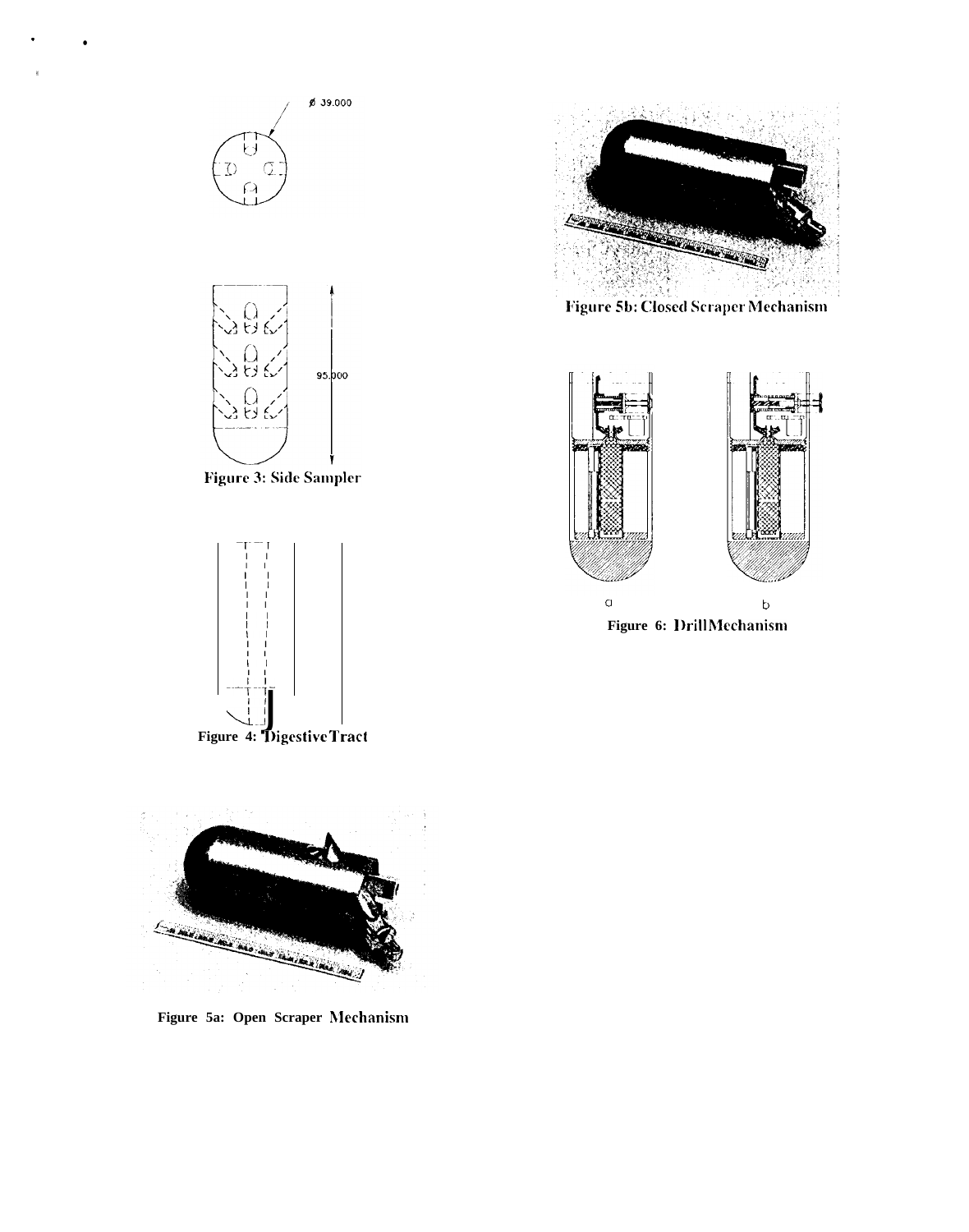ø 39.000

95.000

Figure 3: Side Sampler

Figure 4: Digestive Tract

Figure 5a: Open Scraper Mechanism

Figure 5b: Closed Scraper Mechanism

a

b

Figure 6: Drill Mechanism